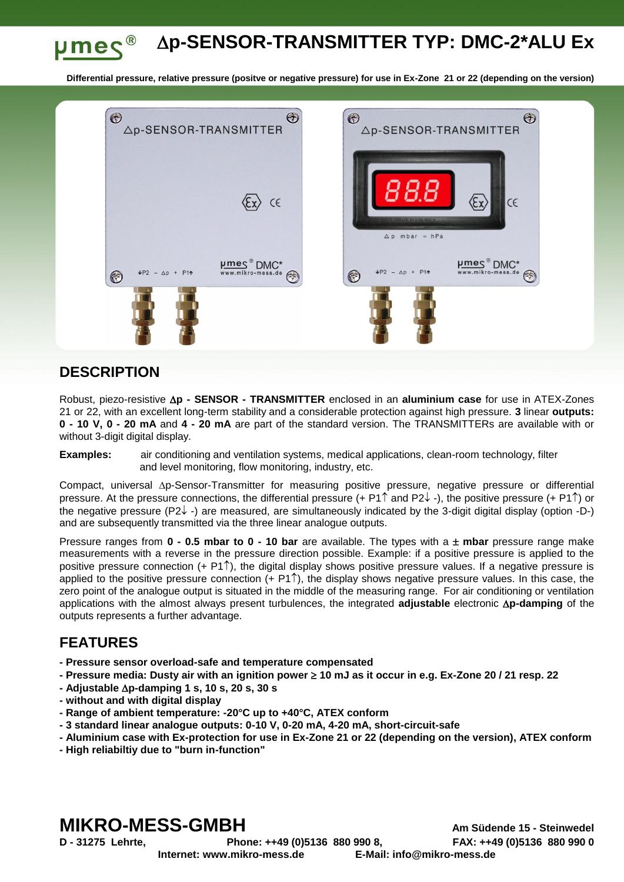# Δp-SENSOR-TRANSMITTER TYP: DMC-2*ALU Ex

**Differential pressure, relative pressure (positve or negative pressure) for use in Ex-Zone 21 or 22 (depending on the version)**

## DESCRIPTION

Robust, piezo-resistive **Δp - SENSOR - TRANSMITTER** enclosed in an **aluminium case** for use in ATEX-Zones 21 or 22, with an excellent long-term stability and a considerable protection against high pressure. **3** linear **outputs: 0 - 10 V, 0 - 20 mA** and **4 - 20 mA** are part of the standard version. The TRANSMITTERs are available with or without 3-digit digital display.

**Examples:** air conditioning and ventilation systems, medical applications, clean-room technology, filter and level monitoring, flow monitoring, industry, etc.

Compact, universal Δp-Sensor-Transmitter for measuring positive pressure, negative pressure or differential pressure. At the pressure connections, the differential pressure (+ P1↑ and P2↓ -), the positive pressure (+ P1↑) or the negative pressure (P2↓ -) are measured, are simultaneously indicated by the 3-digit digital display (option -D-) and are subsequently transmitted via the three linear analogue outputs.

Pressure ranges from **0 - 0.5 mbar to 0 - 10 bar** are available. The types with a **± mbar** pressure range make measurements with a reverse in the pressure direction possible. Example: if a positive pressure is applied to the positive pressure connection (+ P1↑), the digital display shows positive pressure values. If a negative pressure is applied to the positive pressure connection (+ P1↑), the display shows negative pressure values. In this case, the zero point of the analogue output is situated in the middle of the measuring range. For air conditioning or ventilation applications with the almost always present turbulences, the integrated **adjustable** electronic **Δp-damping** of the outputs represents a further advantage.

## FEATURES

- **Pressure sensor overload-safe and temperature compensated**
- **Pressure media: Dusty air with an ignition power ≥ 10 mJ as it occur in e.g. Ex-Zone 20 / 21 resp. 22**
- **Adjustable Δp-damping 1 s, 10 s, 20 s, 30 s**
- **without and with digital display**
- **Range of ambient temperature: -20°C up to +40°C, ATEX conform**
- **3 standard linear analogue outputs: 0-10 V, 0-20 mA, 4-20 mA, short-circuit-safe**
- **Aluminium case with Ex-protection for use in Ex-Zone 21 or 22 (depending on the version), ATEX conform**
- **High reliabiltiy due to "burn in-function"**

**MIKRO-MESS-GMBH**

**Am Südende 15 - Steinwedel**
**D - 31275 Lehrte,** **Phone: ++49 (0)5136 880 990 8,** **FAX: ++49 (0)5136 880 990 0**
**Internet: www.mikro-mess.de** **E-Mail: info@mikro-mess.de**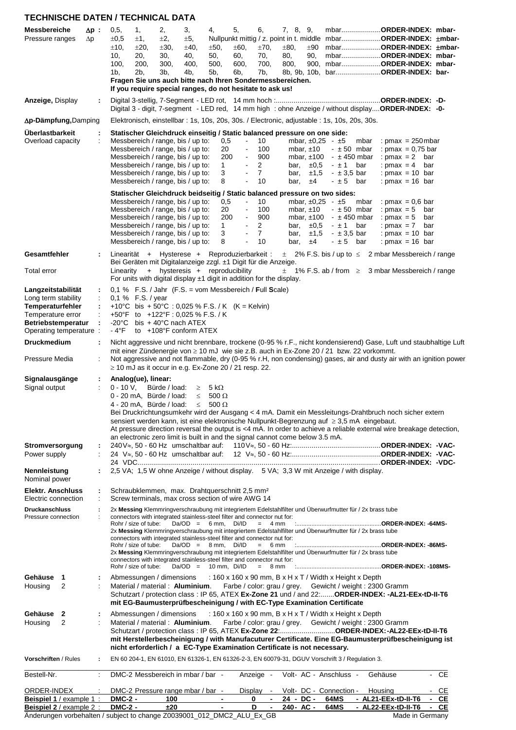## TECHNISCHE DATEN / TECHNICAL DATA

**Messbereiche** Δp : / Pressure ranges Δp

0,5, 1, 2, 3, 4, 5, 6, 7, 8, 9, mbar....................**ORDER-INDEX: mbar-**
±0,5 ±1, ±2, ±5, Nullpunkt mittig / z. point in t. middle mbar....................**ORDER-INDEX: ±mbar-**
±10, ±20, ±30, ±40, ±50, ±60, ±70, ±80, ±90 mbar....................**ORDER-INDEX: ±mbar-**
10, 20, 30, 40, 50, 60, 70, 80, 90, mbar....................**ORDER-INDEX: mbar-**
100, 200, 300, 400, 500, 600, 700, 800, 900, mbar....................**ORDER-INDEX: mbar-**
1b, 2b, 3b, 4b, 5b, 6b, 7b, 8b, 9b, 10b, bar.......................**ORDER-INDEX: bar-**

**Fragen Sie uns auch bitte nach Ihren Sondermessbereichen.**
**If you require special ranges, do not hesitate to ask us!**

**Anzeige,** Display :
Digital 3-stellig, 7-Segment - LED rot, 14 mm hoch :.....................................................**ORDER-INDEX: -D-**
Digital 3 - digit, 7-segment - LED red, 14 mm high : ohne Anzeige / without display....**ORDER-INDEX: -0-**

**Δp-Dämpfung,** Damping
Elektronisch, einstellbar : 1s, 10s, 20s, 30s. / Electronic, adjustable : 1s, 10s, 20s, 30s.

**Überlastbarkeit** : / Overload capacity :

**Statischer Gleichdruck einseitig / Static balanced pressure on one side:**

| | | | |
|---|---|---|---|
| Messbereich / range, bis / up to: | 0,5 - 10 mbar, | ±0,25 - ±5 mbar | : pmax = 250 mbar |
| Messbereich / range, bis / up to: | 20 - 100 mbar, | ±10 - ± 50 mbar | : pmax = 0,75 bar |
| Messbereich / range, bis / up to: | 200 - 900 mbar, | ±100 - ± 450 mbar | : pmax = 2 bar |
| Messbereich / range, bis / up to: | 1 - 2 bar, | ±0,5 - ± 1 bar | : pmax = 4 bar |
| Messbereich / range, bis / up to: | 3 - 7 bar, | ±1,5 - ± 3,5 bar | : pmax = 10 bar |
| Messbereich / range, bis / up to: | 8 - 10 bar, | ±4 - ± 5 bar | : pmax = 16 bar |

**Statischer Gleichdruck beidseitig / Static balanced pressure on two sides:**

| | | | |
|---|---|---|---|
| Messbereich / range, bis / up to: | 0,5 - 10 mbar, | ±0,25 - ±5 mbar | : pmax = 0,6 bar |
| Messbereich / range, bis / up to: | 20 - 100 mbar, | ±10 - ± 50 mbar | : pmax = 5 bar |
| Messbereich / range, bis / up to: | 200 - 900 mbar, | ±100 - ± 450 mbar | : pmax = 5 bar |
| Messbereich / range, bis / up to: | 1 - 2 bar, | ±0,5 - ± 1 bar | : pmax = 7 bar |
| Messbereich / range, bis / up to: | 3 - 7 bar, | ±1,5 - ± 3,5 bar | : pmax = 10 bar |
| Messbereich / range, bis / up to: | 8 - 10 bar, | ±4 - ± 5 bar | : pmax = 16 bar |

**Gesamtfehler** :
Linearität + Hysterese + Reproduzierbarkeit : ± 2% F.S. bis / up to ≤ 2 mbar Messbereich / range
Bei Geräten mit Digitalanzeige zzgl. ±1 Digit für die Anzeige.

Total error
Linearity + hysteresis + reproducibility ± 1% F.S. ab / from ≥ 3 mbar Messbereich / range
For units with digital display ±1 digit in addition for the display.

**Langzeitstabilität** : 0,1 % F.S. / Jahr (F.S. = vom Messbereich / **F**ull **S**cale)
Long term stability : 0,1 % F.S. / year
**Temperaturfehler** : +10°C bis + 50°C : 0,025 % F.S. / K (K = Kelvin)
Temperature error : +50°F to +122°F : 0,025 % F.S. / K
**Betriebstemperatur** : -20°C bis + 40°C nach ATEX
Operating temperature : - 4°F to +108°F conform ATEX

**Druckmedium** :
Nicht aggressive und nicht brennbare, trockene (0-95 % r.F., nicht kondensierend) Gase, Luft und staubhaltige Luft mit einer Zündenergie von ≥ 10 mJ wie sie z.B. auch in Ex-Zone 20 / 21 bzw. 22 vorkommt.

Pressure Media :
Not aggressive and not flammable, dry (0-95 % r.H, non condensing) gases, air and dusty air with an ignition power ≥ 10 mJ as it occur in e.g. Ex-Zone 20 / 21 resp. 22.

**Signalausgänge** : / Signal output :
**Analog(ue), linear:**
0 - 10 V, Bürde / load: ≥ 5 kΩ
0 - 20 mA, Bürde / load: ≤ 500 Ω
4 - 20 mA, Bürde / load: ≤ 500 Ω
Bei Druckrichtungsumkehr wird der Ausgang < 4 mA. Damit ein Messleitungs-Drahtbruch noch sicher extern sensiert werden kann, ist eine elektronische Nullpunkt-Begrenzung auf ≥ 3,5 mA eingebaut.
At pressure direction reversal the output is <4 mA. In order to achieve a reliable external wire breakage detection, an electronic zero limit is built in and the signal cannot come below 3.5 mA.

**Stromversorgung** : / Power supply :
240V≈, 50 - 60 Hz umschaltbar auf: 110V≈, 50 - 60 Hz:............................................**ORDER-INDEX: -VAC-**
24 V≈, 50 - 60 Hz umschaltbar auf: 12 V≈, 50 - 60 Hz:............................................**ORDER-INDEX: -VAC-**
24 VDC....................................................................................................................**ORDER-INDEX: -VDC-**

**Nennleistung** : / Nominal power
2,5 VA; 1,5 W ohne Anzeige / without display. 5 VA; 3,3 W mit Anzeige / with display.

**Elektr. Anschluss** : / Electric connection :
Schraubklemmen, max. Drahtquerschnitt 2,5 mm²
Screw terminals, max cross section of wire AWG 14

**Druckanschluss** : / Pressure connection :
2x **Messing** Klemmringverschraubung mit integriertem Edelstahlfilter und Überwurfmutter für / 2x brass tube connectors with integrated stainless-steel filter and connector nut for:
Rohr / size of tube: Da/OD = 6 mm, Di/ID = 4 mm :..................................................**ORDER-INDEX: -64MS-**
2x **Messing** Klemmringverschraubung mit integriertem Edelstahlfilter und Überwurfmutter für / 2x brass tube connectors with integrated stainless-steel filter and connector nut for:
Rohr / size of tube: Da/OD = 8 mm, Di/ID = 6 mm :..................................................**ORDER-INDEX: -86MS-**
2x **Messing** Klemmringverschraubung mit integriertem Edelstahlfilter und Überwurfmutter für / 2x brass tube connectors with integrated stainless-steel filter and connector nut for:
Rohr / size of tube: Da/OD = 10 mm, Di/ID = 8 mm :..................................................**ORDER-INDEX: -108MS-**

**Gehäuse 1** : / Housing 2 :
Abmessungen / dimensions : 160 x 160 x 90 mm, B x H x T / Width x Height x Depth
Material / material : **Aluminium**. Farbe / color: grau / grey. Gewicht / weight : 2300 Gramm
Schutzart / protection class : IP 65, ATEX **Ex-Zone 21** und / and 22:.......**ORDER-INDEX: -AL21-EEx-tD-II-T6**
**mit EG-Baumusterprüfbescheinigung / with EC-Type Examination Certificate**

**Gehäuse 2** : / Housing 2 :
Abmessungen / dimensions : 160 x 160 x 90 mm, B x H x T / Width x Height x Depth
Material / material : **Aluminium**. Farbe / color: grau / grey. Gewicht / weight : 2300 Gramm
Schutzart / protection class : IP 65, ATEX **Ex-Zone 22**:...........................**ORDER-INDEX: -AL22-EEx-tD-II-T6**
**mit Herstellerbescheinigung / with Manufacuturer Certificate. Eine EG-Baumusterprüfbescheinigung ist nicht erforderlich / a EC-Type Examination Certificate is not necessary.**

**Vorschriften** / Rules : EN 60 204-1, EN 61010, EN 61326-1, EN 61326-2-3, EN 60079-31, DGUV Vorschrift 3 / Regulation 3.

| | | | | | | | |
|---|---|---|---|---|---|---|---|
| Bestell-Nr. : | DMC-2 | Messbereich in mbar / bar - | Anzeige - | Volt- AC - | Anschluss - | Gehäuse | - CE |
| ORDER-INDEX : | DMC-2 | Pressure range mbar / bar - | Display - | Volt- DC - | Connection - | Housing | - CE |
| **Beispiel 1** / example 1 : | **DMC-2 -** | **100 -** | **0 -** | **24 - DC -** | **64MS** | **- AL21-EEx-tD-II-T6** | **- CE** |
| **Beispiel 2** / example 2 : | **DMC-2 -** | **±20 -** | **D -** | **240- AC -** | **64MS** | **- AL22-EEx-tD-II-T6** | **- CE** |

Änderungen vorbehalten / subject to change Z0039001_012_DMC2_ALU_Ex_GB Made in Germany